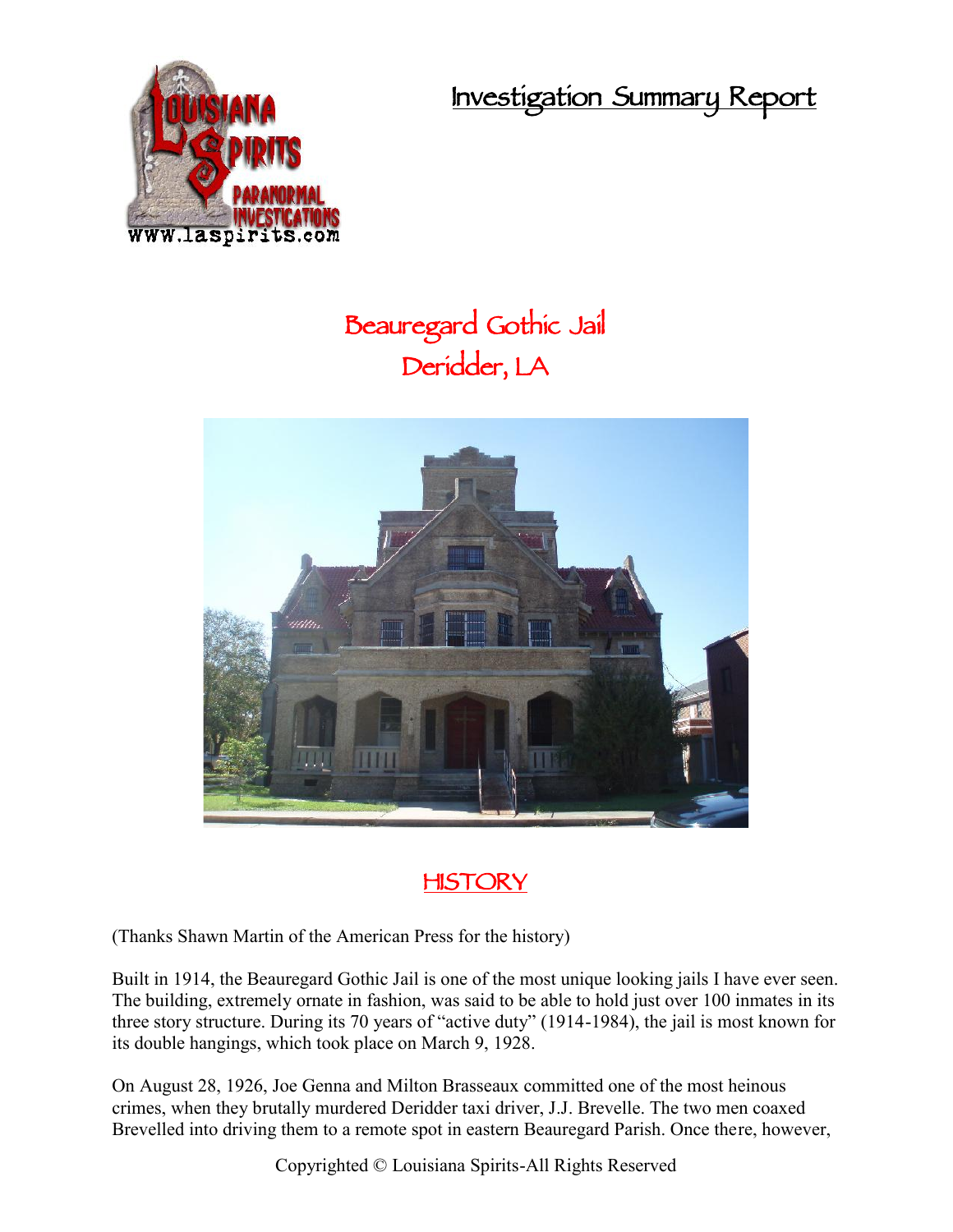# Investigation Summary Report

## Beauregard Gothic Jail
## Deridder, LA

## HISTORY

(Thanks Shawn Martin of the American Press for the history)

Built in 1914, the Beauregard Gothic Jail is one of the most unique looking jails I have ever seen. The building, extremely ornate in fashion, was said to be able to hold just over 100 inmates in its three story structure. During its 70 years of "active duty" (1914-1984), the jail is most known for its double hangings, which took place on March 9, 1928.

On August 28, 1926, Joe Genna and Milton Brasseaux committed one of the most heinous crimes, when they brutally murdered Deridder taxi driver, J.J. Brevelle. The two men coaxed Brevelled into driving them to a remote spot in eastern Beauregard Parish. Once there, however,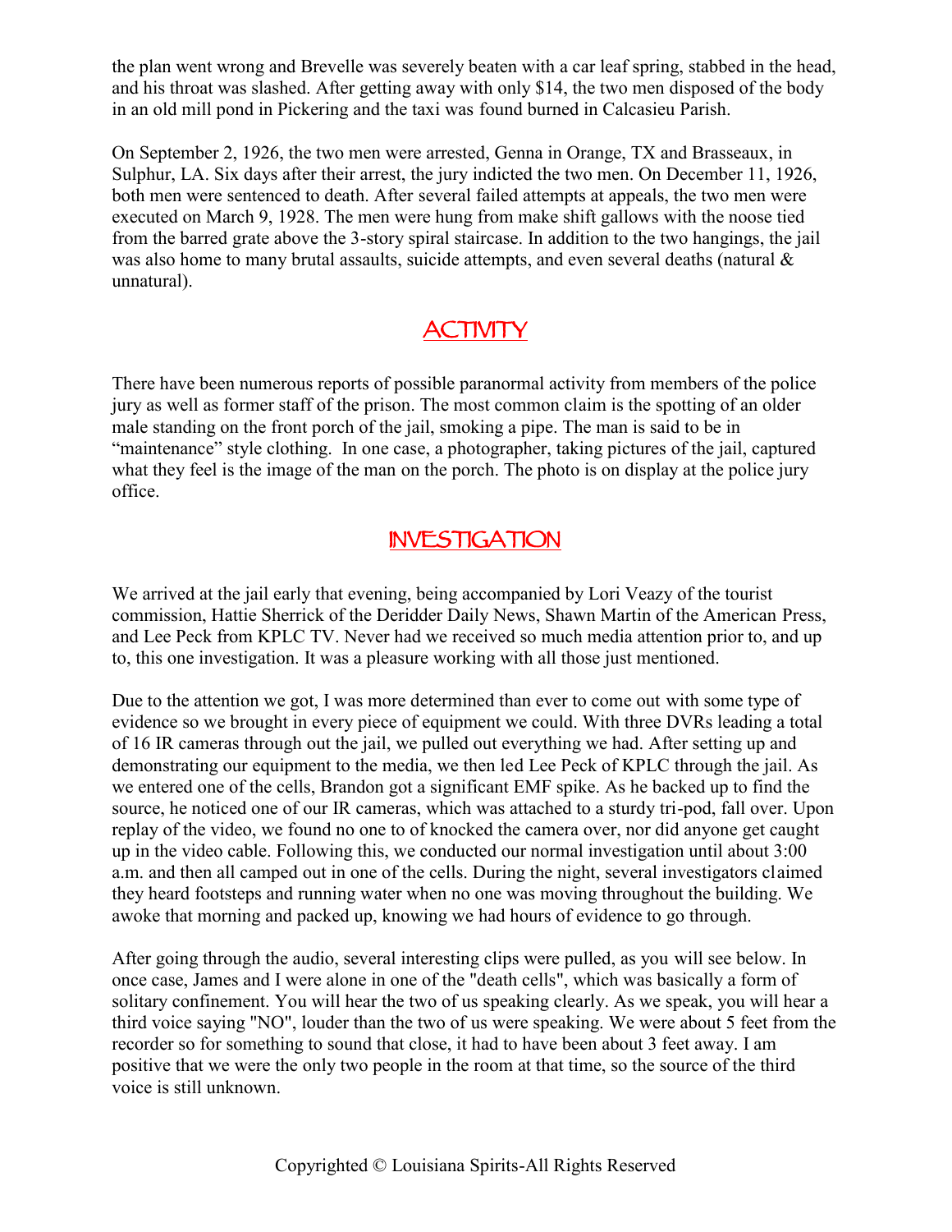the plan went wrong and Brevelle was severely beaten with a car leaf spring, stabbed in the head, and his throat was slashed. After getting away with only $14, the two men disposed of the body in an old mill pond in Pickering and the taxi was found burned in Calcasieu Parish.

On September 2, 1926, the two men were arrested, Genna in Orange, TX and Brasseaux, in Sulphur, LA. Six days after their arrest, the jury indicted the two men. On December 11, 1926, both men were sentenced to death. After several failed attempts at appeals, the two men were executed on March 9, 1928. The men were hung from make shift gallows with the noose tied from the barred grate above the 3-story spiral staircase. In addition to the two hangings, the jail was also home to many brutal assaults, suicide attempts, and even several deaths (natural & unnatural).

## ACTIVITY

There have been numerous reports of possible paranormal activity from members of the police jury as well as former staff of the prison. The most common claim is the spotting of an older male standing on the front porch of the jail, smoking a pipe. The man is said to be in "maintenance" style clothing. In one case, a photographer, taking pictures of the jail, captured what they feel is the image of the man on the porch. The photo is on display at the police jury office.

## INVESTIGATION

We arrived at the jail early that evening, being accompanied by Lori Veazy of the tourist commission, Hattie Sherrick of the Deridder Daily News, Shawn Martin of the American Press, and Lee Peck from KPLC TV. Never had we received so much media attention prior to, and up to, this one investigation. It was a pleasure working with all those just mentioned.

Due to the attention we got, I was more determined than ever to come out with some type of evidence so we brought in every piece of equipment we could. With three DVRs leading a total of 16 IR cameras through out the jail, we pulled out everything we had. After setting up and demonstrating our equipment to the media, we then led Lee Peck of KPLC through the jail. As we entered one of the cells, Brandon got a significant EMF spike. As he backed up to find the source, he noticed one of our IR cameras, which was attached to a sturdy tri-pod, fall over. Upon replay of the video, we found no one to of knocked the camera over, nor did anyone get caught up in the video cable. Following this, we conducted our normal investigation until about 3:00 a.m. and then all camped out in one of the cells. During the night, several investigators claimed they heard footsteps and running water when no one was moving throughout the building. We awoke that morning and packed up, knowing we had hours of evidence to go through.

After going through the audio, several interesting clips were pulled, as you will see below. In once case, James and I were alone in one of the "death cells", which was basically a form of solitary confinement. You will hear the two of us speaking clearly. As we speak, you will hear a third voice saying "NO", louder than the two of us were speaking. We were about 5 feet from the recorder so for something to sound that close, it had to have been about 3 feet away. I am positive that we were the only two people in the room at that time, so the source of the third voice is still unknown.

Copyrighted © Louisiana Spirits-All Rights Reserved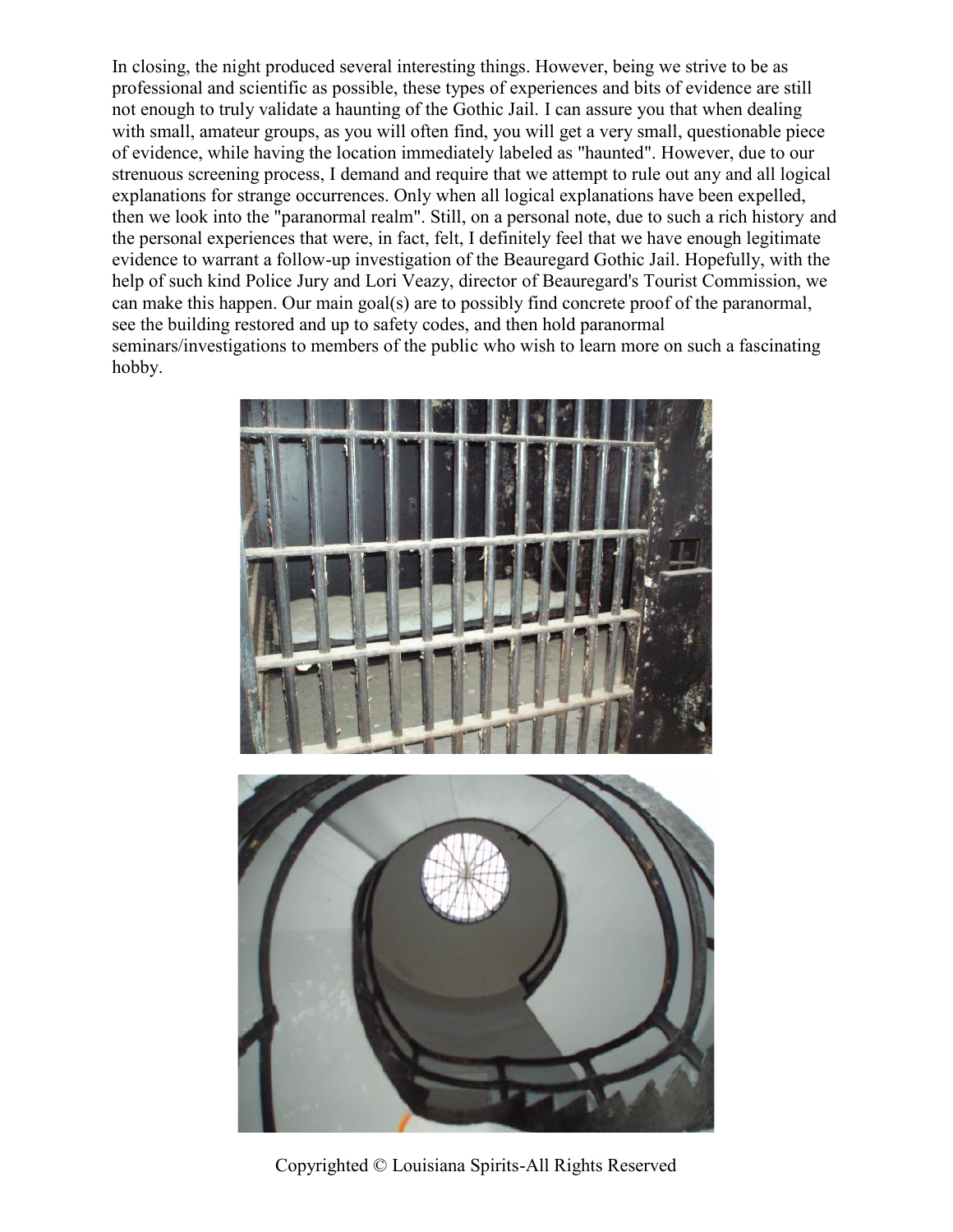In closing, the night produced several interesting things. However, being we strive to be as professional and scientific as possible, these types of experiences and bits of evidence are still not enough to truly validate a haunting of the Gothic Jail. I can assure you that when dealing with small, amateur groups, as you will often find, you will get a very small, questionable piece of evidence, while having the location immediately labeled as "haunted". However, due to our strenuous screening process, I demand and require that we attempt to rule out any and all logical explanations for strange occurrences. Only when all logical explanations have been expelled, then we look into the "paranormal realm". Still, on a personal note, due to such a rich history and the personal experiences that were, in fact, felt, I definitely feel that we have enough legitimate evidence to warrant a follow-up investigation of the Beauregard Gothic Jail. Hopefully, with the help of such kind Police Jury and Lori Veazy, director of Beauregard's Tourist Commission, we can make this happen. Our main goal(s) are to possibly find concrete proof of the paranormal, see the building restored and up to safety codes, and then hold paranormal seminars/investigations to members of the public who wish to learn more on such a fascinating hobby.

Copyrighted © Louisiana Spirits-All Rights Reserved